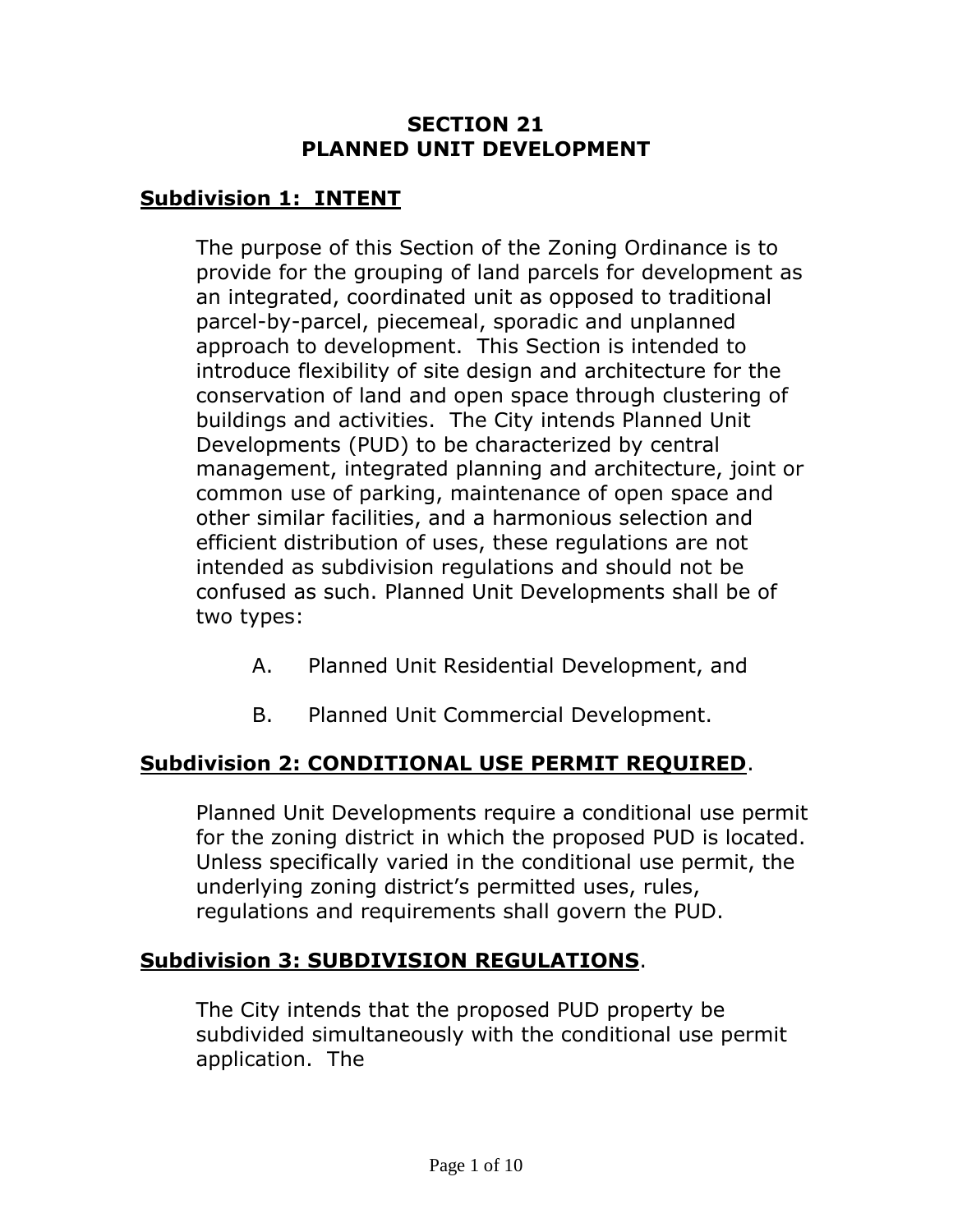# SECTION 21
# PLANNED UNIT DEVELOPMENT

## Subdivision 1: INTENT

The purpose of this Section of the Zoning Ordinance is to provide for the grouping of land parcels for development as an integrated, coordinated unit as opposed to traditional parcel-by-parcel, piecemeal, sporadic and unplanned approach to development. This Section is intended to introduce flexibility of site design and architecture for the conservation of land and open space through clustering of buildings and activities. The City intends Planned Unit Developments (PUD) to be characterized by central management, integrated planning and architecture, joint or common use of parking, maintenance of open space and other similar facilities, and a harmonious selection and efficient distribution of uses, these regulations are not intended as subdivision regulations and should not be confused as such. Planned Unit Developments shall be of two types:

A. Planned Unit Residential Development, and

B. Planned Unit Commercial Development.

## Subdivision 2: CONDITIONAL USE PERMIT REQUIRED.

Planned Unit Developments require a conditional use permit for the zoning district in which the proposed PUD is located. Unless specifically varied in the conditional use permit, the underlying zoning district's permitted uses, rules, regulations and requirements shall govern the PUD.

## Subdivision 3: SUBDIVISION REGULATIONS.

The City intends that the proposed PUD property be subdivided simultaneously with the conditional use permit application. The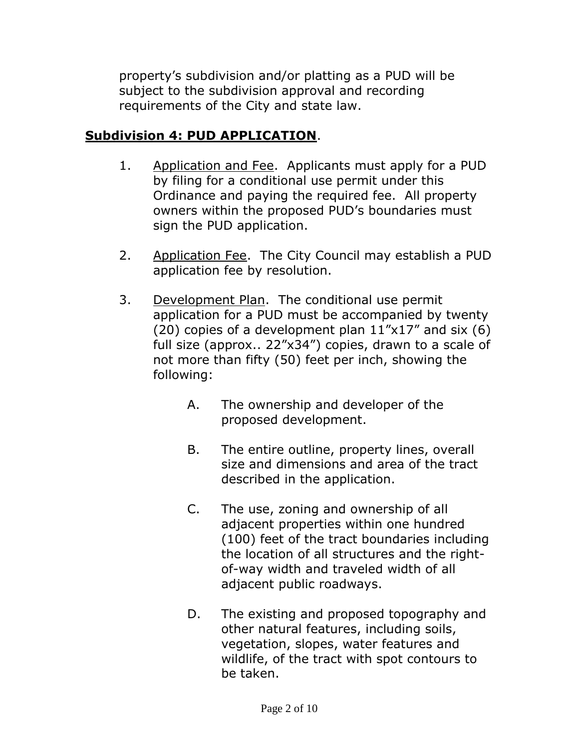property's subdivision and/or platting as a PUD will be subject to the subdivision approval and recording requirements of the City and state law.

**Subdivision 4: PUD APPLICATION**.

1. Application and Fee. Applicants must apply for a PUD by filing for a conditional use permit under this Ordinance and paying the required fee. All property owners within the proposed PUD's boundaries must sign the PUD application.

2. Application Fee. The City Council may establish a PUD application fee by resolution.

3. Development Plan. The conditional use permit application for a PUD must be accompanied by twenty (20) copies of a development plan 11"x17" and six (6) full size (approx.. 22"x34") copies, drawn to a scale of not more than fifty (50) feet per inch, showing the following:

   A. The ownership and developer of the proposed development.

   B. The entire outline, property lines, overall size and dimensions and area of the tract described in the application.

   C. The use, zoning and ownership of all adjacent properties within one hundred (100) feet of the tract boundaries including the location of all structures and the right-of-way width and traveled width of all adjacent public roadways.

   D. The existing and proposed topography and other natural features, including soils, vegetation, slopes, water features and wildlife, of the tract with spot contours to be taken.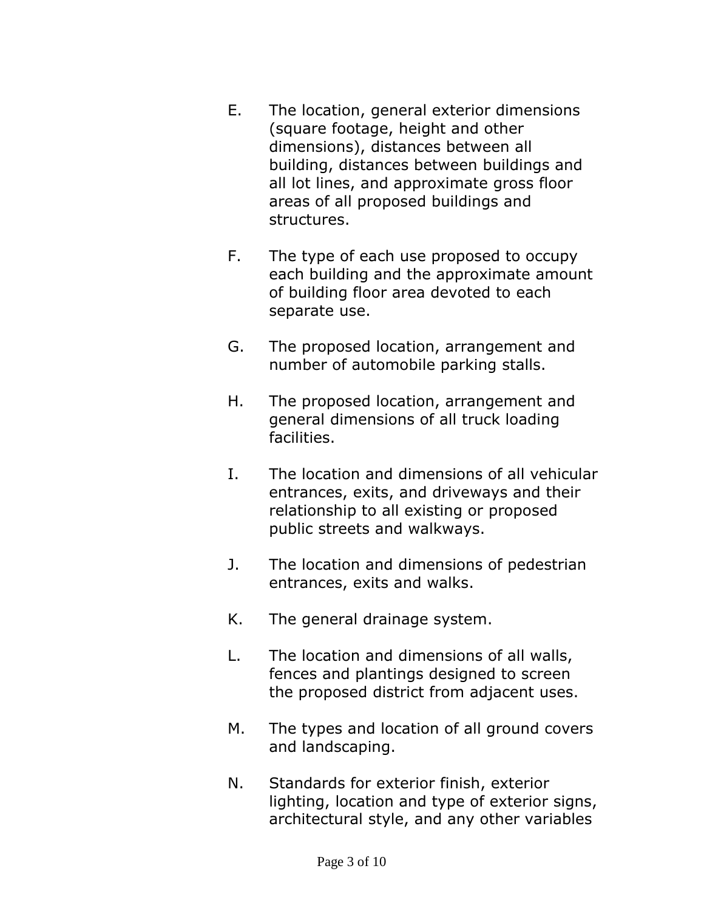E. The location, general exterior dimensions (square footage, height and other dimensions), distances between all building, distances between buildings and all lot lines, and approximate gross floor areas of all proposed buildings and structures.

F. The type of each use proposed to occupy each building and the approximate amount of building floor area devoted to each separate use.

G. The proposed location, arrangement and number of automobile parking stalls.

H. The proposed location, arrangement and general dimensions of all truck loading facilities.

I. The location and dimensions of all vehicular entrances, exits, and driveways and their relationship to all existing or proposed public streets and walkways.

J. The location and dimensions of pedestrian entrances, exits and walks.

K. The general drainage system.

L. The location and dimensions of all walls, fences and plantings designed to screen the proposed district from adjacent uses.

M. The types and location of all ground covers and landscaping.

N. Standards for exterior finish, exterior lighting, location and type of exterior signs, architectural style, and any other variables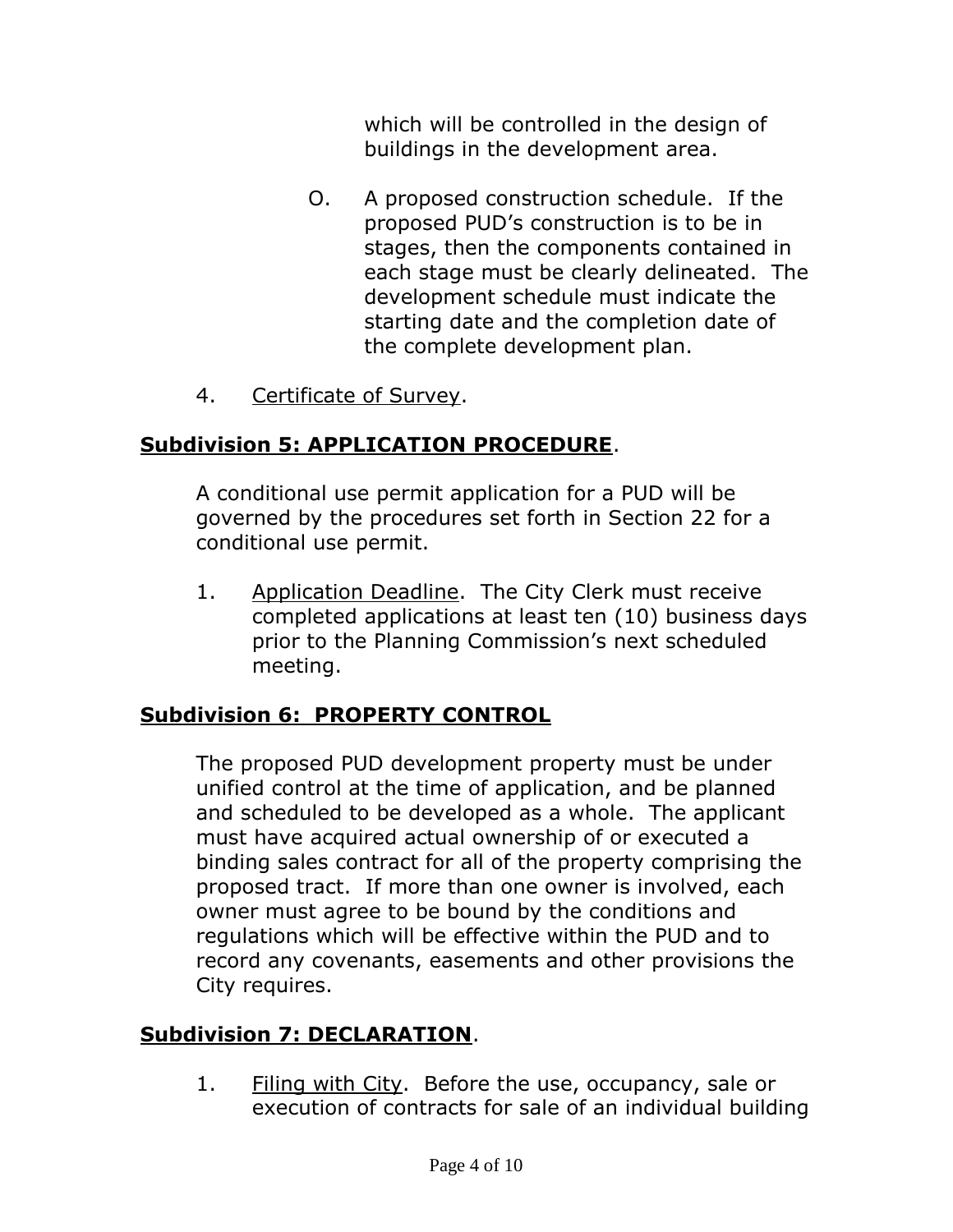which will be controlled in the design of buildings in the development area.

O. A proposed construction schedule. If the proposed PUD's construction is to be in stages, then the components contained in each stage must be clearly delineated. The development schedule must indicate the starting date and the completion date of the complete development plan.

4. Certificate of Survey.

**Subdivision 5: APPLICATION PROCEDURE**.

A conditional use permit application for a PUD will be governed by the procedures set forth in Section 22 for a conditional use permit.

1. Application Deadline. The City Clerk must receive completed applications at least ten (10) business days prior to the Planning Commission's next scheduled meeting.

**Subdivision 6: PROPERTY CONTROL**

The proposed PUD development property must be under unified control at the time of application, and be planned and scheduled to be developed as a whole. The applicant must have acquired actual ownership of or executed a binding sales contract for all of the property comprising the proposed tract. If more than one owner is involved, each owner must agree to be bound by the conditions and regulations which will be effective within the PUD and to record any covenants, easements and other provisions the City requires.

**Subdivision 7: DECLARATION**.

1. Filing with City. Before the use, occupancy, sale or execution of contracts for sale of an individual building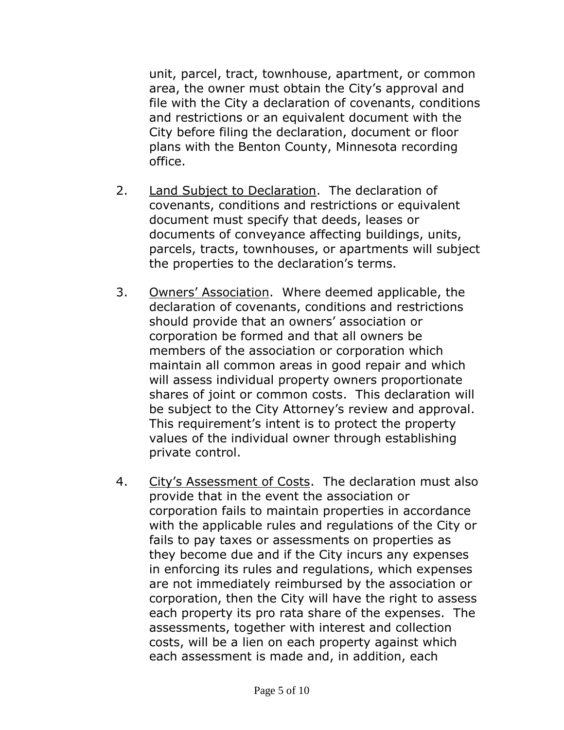unit, parcel, tract, townhouse, apartment, or common area, the owner must obtain the City's approval and file with the City a declaration of covenants, conditions and restrictions or an equivalent document with the City before filing the declaration, document or floor plans with the Benton County, Minnesota recording office.

2. Land Subject to Declaration. The declaration of covenants, conditions and restrictions or equivalent document must specify that deeds, leases or documents of conveyance affecting buildings, units, parcels, tracts, townhouses, or apartments will subject the properties to the declaration's terms.

3. Owners' Association. Where deemed applicable, the declaration of covenants, conditions and restrictions should provide that an owners' association or corporation be formed and that all owners be members of the association or corporation which maintain all common areas in good repair and which will assess individual property owners proportionate shares of joint or common costs. This declaration will be subject to the City Attorney's review and approval. This requirement's intent is to protect the property values of the individual owner through establishing private control.

4. City's Assessment of Costs. The declaration must also provide that in the event the association or corporation fails to maintain properties in accordance with the applicable rules and regulations of the City or fails to pay taxes or assessments on properties as they become due and if the City incurs any expenses in enforcing its rules and regulations, which expenses are not immediately reimbursed by the association or corporation, then the City will have the right to assess each property its pro rata share of the expenses. The assessments, together with interest and collection costs, will be a lien on each property against which each assessment is made and, in addition, each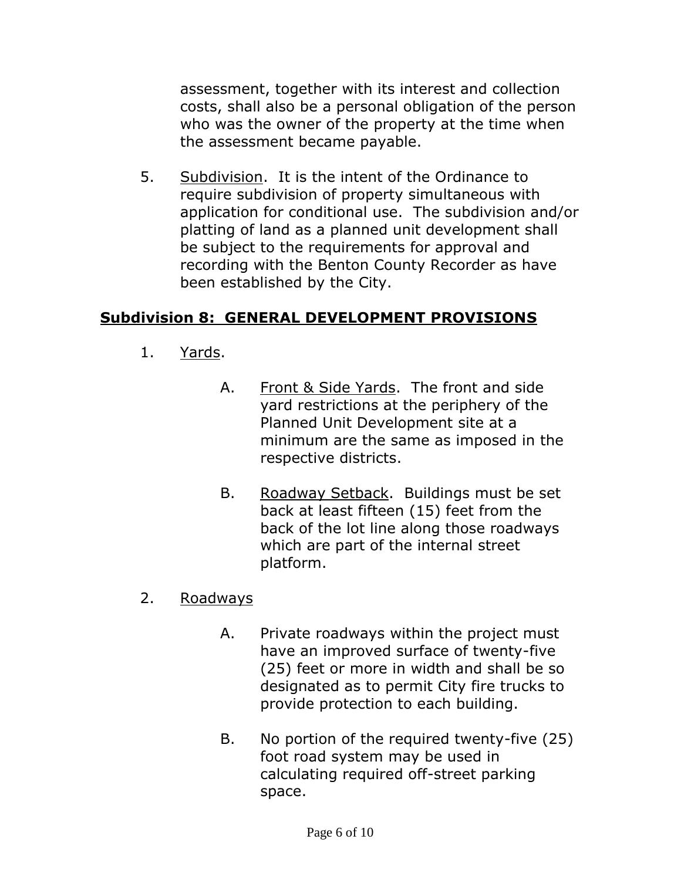assessment, together with its interest and collection costs, shall also be a personal obligation of the person who was the owner of the property at the time when the assessment became payable.

5. Subdivision. It is the intent of the Ordinance to require subdivision of property simultaneous with application for conditional use. The subdivision and/or platting of land as a planned unit development shall be subject to the requirements for approval and recording with the Benton County Recorder as have been established by the City.

## Subdivision 8: GENERAL DEVELOPMENT PROVISIONS

1. Yards.

   A. Front & Side Yards. The front and side yard restrictions at the periphery of the Planned Unit Development site at a minimum are the same as imposed in the respective districts.

   B. Roadway Setback. Buildings must be set back at least fifteen (15) feet from the back of the lot line along those roadways which are part of the internal street platform.

2. Roadways

   A. Private roadways within the project must have an improved surface of twenty-five (25) feet or more in width and shall be so designated as to permit City fire trucks to provide protection to each building.

   B. No portion of the required twenty-five (25) foot road system may be used in calculating required off-street parking space.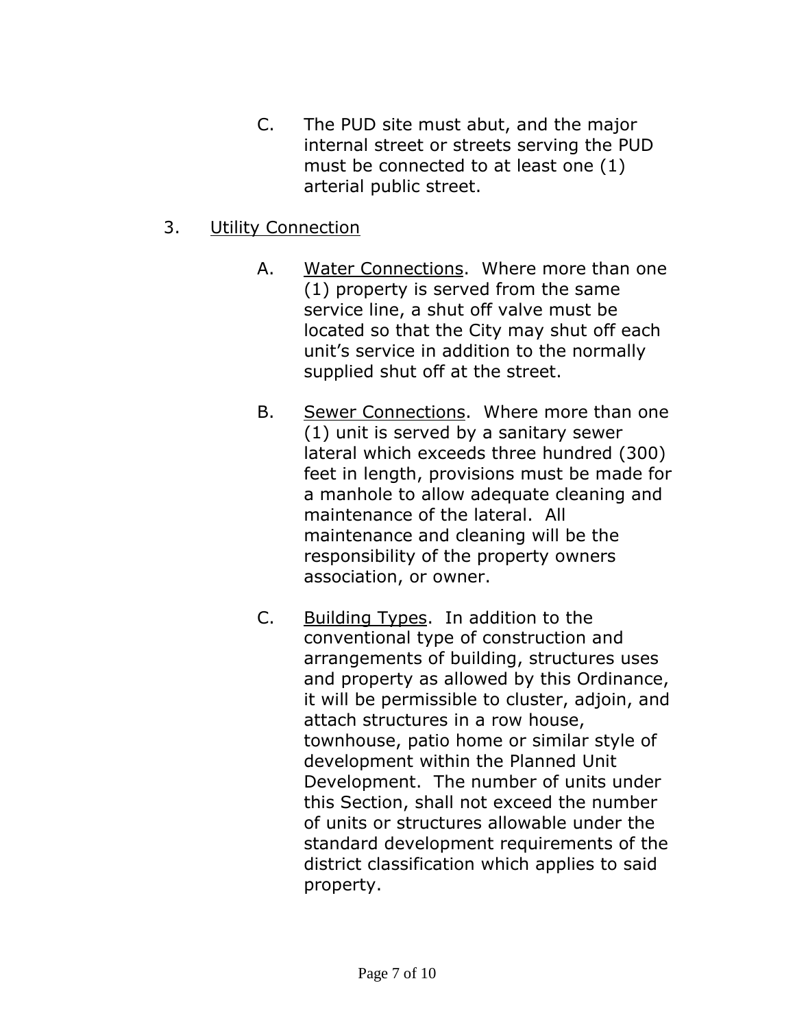C. The PUD site must abut, and the major internal street or streets serving the PUD must be connected to at least one (1) arterial public street.

3. Utility Connection

A. Water Connections. Where more than one (1) property is served from the same service line, a shut off valve must be located so that the City may shut off each unit's service in addition to the normally supplied shut off at the street.

B. Sewer Connections. Where more than one (1) unit is served by a sanitary sewer lateral which exceeds three hundred (300) feet in length, provisions must be made for a manhole to allow adequate cleaning and maintenance of the lateral. All maintenance and cleaning will be the responsibility of the property owners association, or owner.

C. Building Types. In addition to the conventional type of construction and arrangements of building, structures uses and property as allowed by this Ordinance, it will be permissible to cluster, adjoin, and attach structures in a row house, townhouse, patio home or similar style of development within the Planned Unit Development. The number of units under this Section, shall not exceed the number of units or structures allowable under the standard development requirements of the district classification which applies to said property.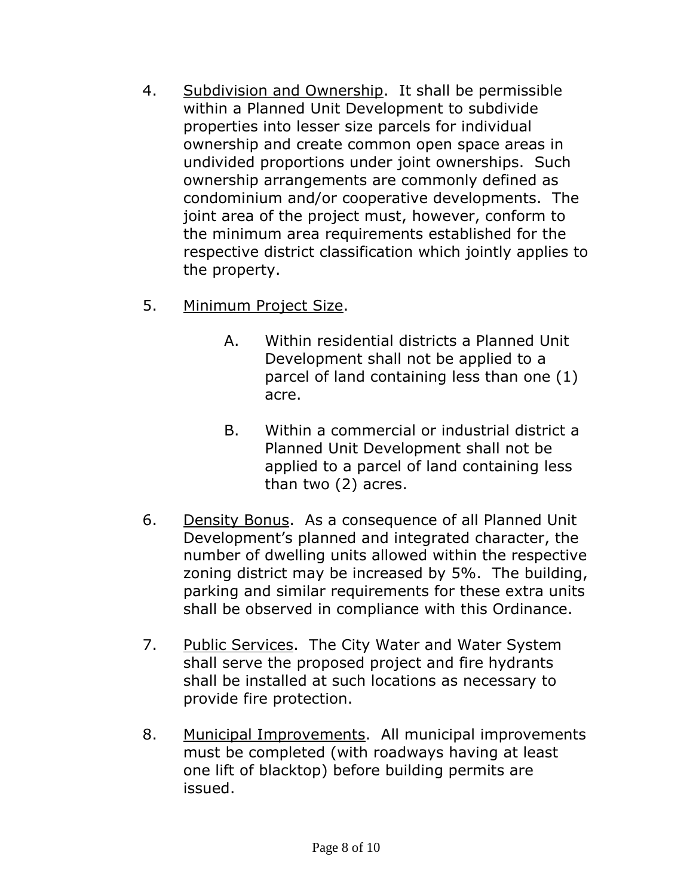4. Subdivision and Ownership. It shall be permissible within a Planned Unit Development to subdivide properties into lesser size parcels for individual ownership and create common open space areas in undivided proportions under joint ownerships. Such ownership arrangements are commonly defined as condominium and/or cooperative developments. The joint area of the project must, however, conform to the minimum area requirements established for the respective district classification which jointly applies to the property.

5. Minimum Project Size.

   A. Within residential districts a Planned Unit Development shall not be applied to a parcel of land containing less than one (1) acre.

   B. Within a commercial or industrial district a Planned Unit Development shall not be applied to a parcel of land containing less than two (2) acres.

6. Density Bonus. As a consequence of all Planned Unit Development's planned and integrated character, the number of dwelling units allowed within the respective zoning district may be increased by 5%. The building, parking and similar requirements for these extra units shall be observed in compliance with this Ordinance.

7. Public Services. The City Water and Water System shall serve the proposed project and fire hydrants shall be installed at such locations as necessary to provide fire protection.

8. Municipal Improvements. All municipal improvements must be completed (with roadways having at least one lift of blacktop) before building permits are issued.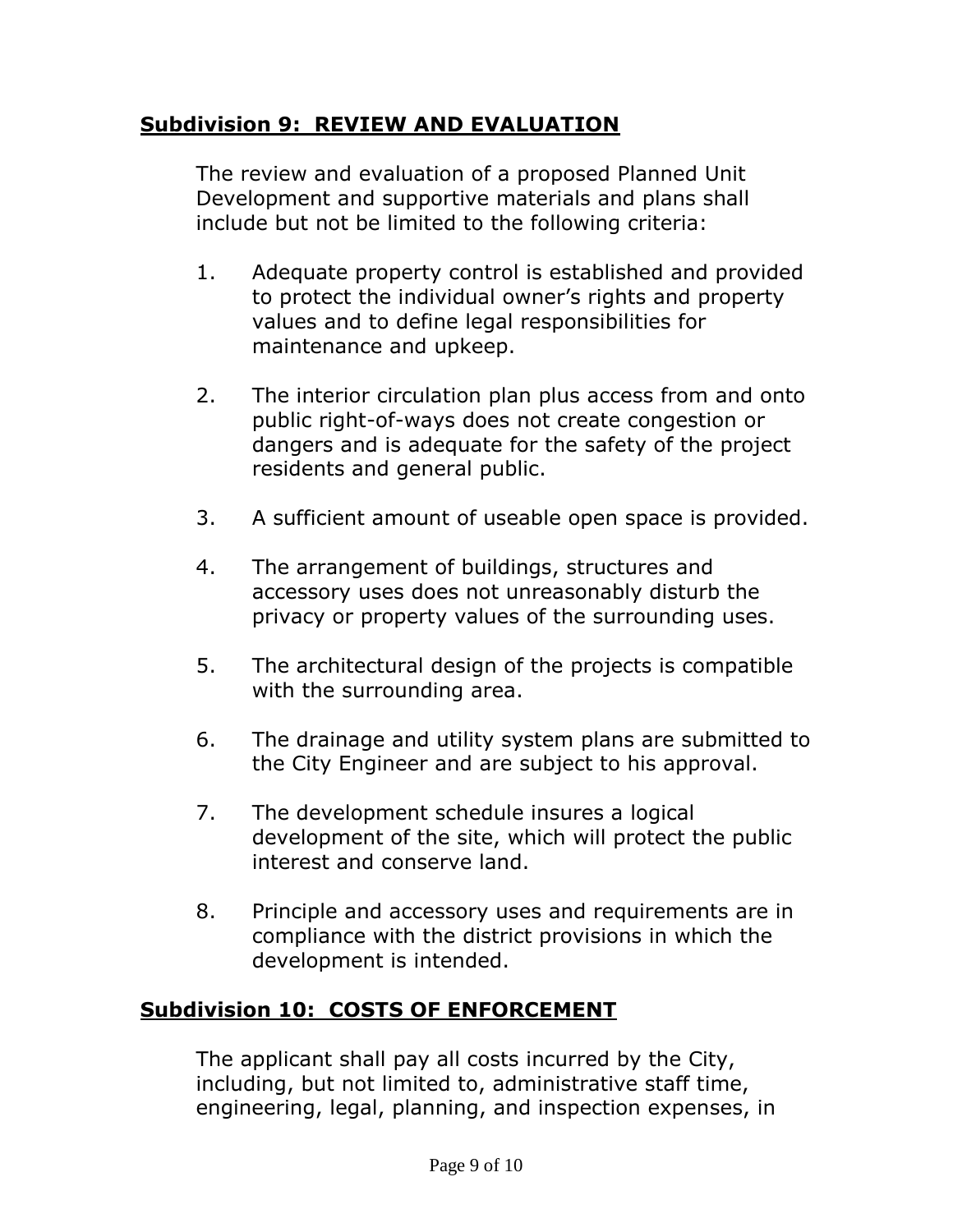## Subdivision 9: REVIEW AND EVALUATION

The review and evaluation of a proposed Planned Unit Development and supportive materials and plans shall include but not be limited to the following criteria:

1. Adequate property control is established and provided to protect the individual owner's rights and property values and to define legal responsibilities for maintenance and upkeep.

2. The interior circulation plan plus access from and onto public right-of-ways does not create congestion or dangers and is adequate for the safety of the project residents and general public.

3. A sufficient amount of useable open space is provided.

4. The arrangement of buildings, structures and accessory uses does not unreasonably disturb the privacy or property values of the surrounding uses.

5. The architectural design of the projects is compatible with the surrounding area.

6. The drainage and utility system plans are submitted to the City Engineer and are subject to his approval.

7. The development schedule insures a logical development of the site, which will protect the public interest and conserve land.

8. Principle and accessory uses and requirements are in compliance with the district provisions in which the development is intended.

## Subdivision 10: COSTS OF ENFORCEMENT

The applicant shall pay all costs incurred by the City, including, but not limited to, administrative staff time, engineering, legal, planning, and inspection expenses, in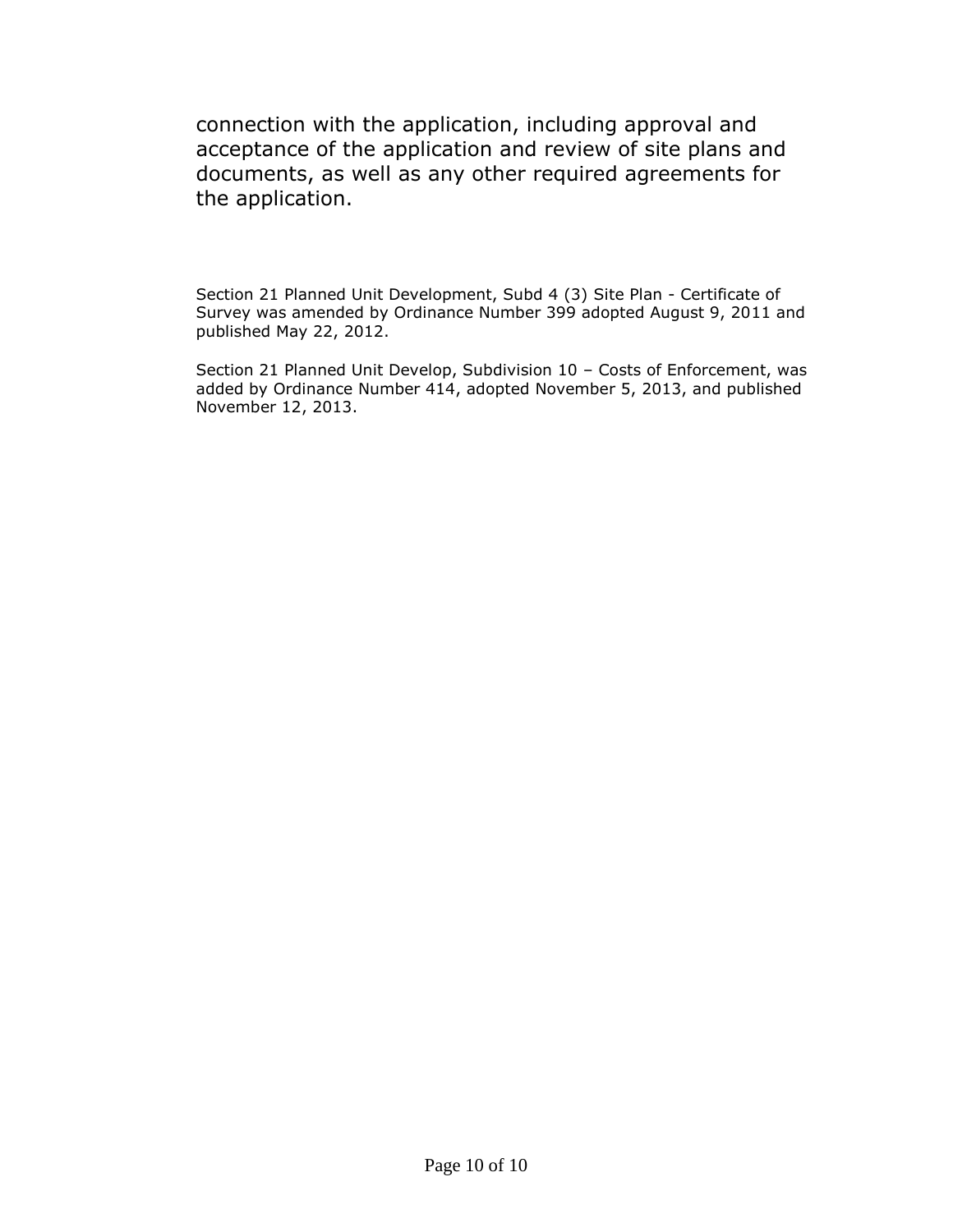connection with the application, including approval and acceptance of the application and review of site plans and documents, as well as any other required agreements for the application.

Section 21 Planned Unit Development, Subd 4 (3) Site Plan - Certificate of Survey was amended by Ordinance Number 399 adopted August 9, 2011 and published May 22, 2012.

Section 21 Planned Unit Develop, Subdivision 10 – Costs of Enforcement, was added by Ordinance Number 414, adopted November 5, 2013, and published November 12, 2013.